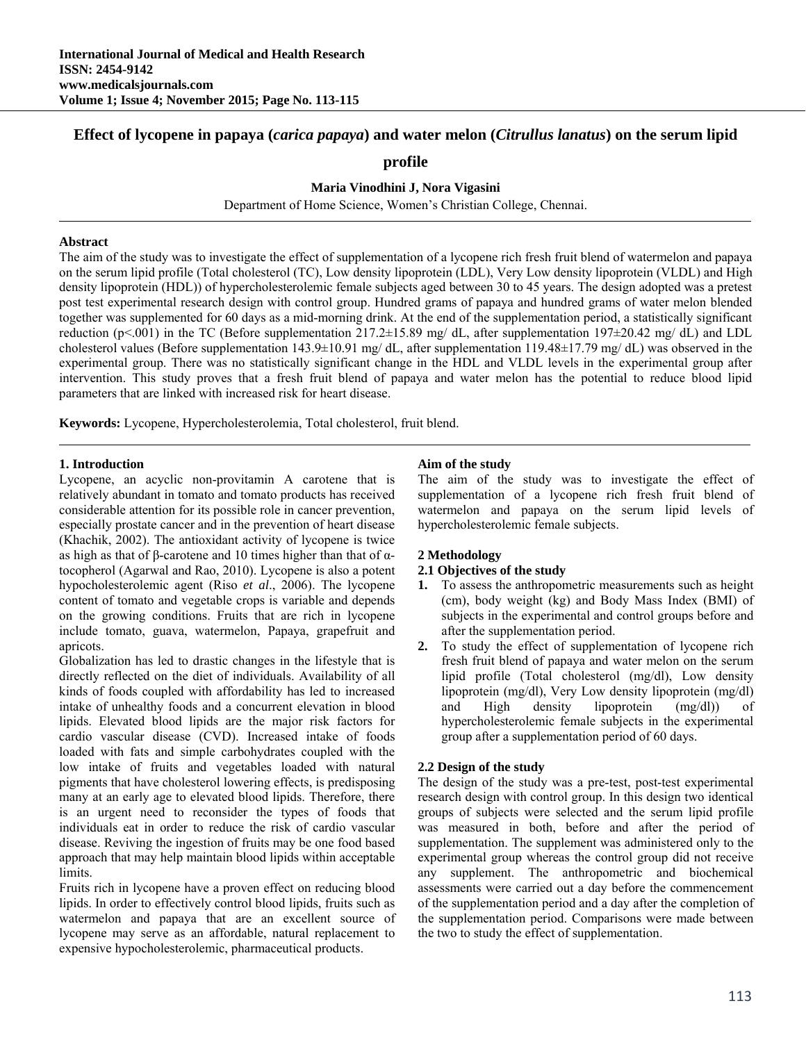# Effect of lycopene in papaya (*carica papaya*) and water melon (*Citrullus lanatus*) on the serum lipid profile

**Maria Vinodhini J, Nora Vigasini**

Department of Home Science, Women's Christian College, Chennai.

### Abstract

The aim of the study was to investigate the effect of supplementation of a lycopene rich fresh fruit blend of watermelon and papaya on the serum lipid profile (Total cholesterol (TC), Low density lipoprotein (LDL), Very Low density lipoprotein (VLDL) and High density lipoprotein (HDL)) of hypercholesterolemic female subjects aged between 30 to 45 years. The design adopted was a pretest post test experimental research design with control group. Hundred grams of papaya and hundred grams of water melon blended together was supplemented for 60 days as a mid-morning drink. At the end of the supplementation period, a statistically significant reduction ($p<.001$) in the TC (Before supplementation 217.2±15.89 mg/ dL, after supplementation 197±20.42 mg/ dL) and LDL cholesterol values (Before supplementation 143.9±10.91 mg/ dL, after supplementation 119.48±17.79 mg/ dL) was observed in the experimental group. There was no statistically significant change in the HDL and VLDL levels in the experimental group after intervention. This study proves that a fresh fruit blend of papaya and water melon has the potential to reduce blood lipid parameters that are linked with increased risk for heart disease.

**Keywords:** Lycopene, Hypercholesterolemia, Total cholesterol, fruit blend.

## 1. Introduction

Lycopene, an acyclic non-provitamin A carotene that is relatively abundant in tomato and tomato products has received considerable attention for its possible role in cancer prevention, especially prostate cancer and in the prevention of heart disease (Khachik, 2002). The antioxidant activity of lycopene is twice as high as that of β-carotene and 10 times higher than that of α-tocopherol (Agarwal and Rao, 2010). Lycopene is also a potent hypocholesterolemic agent (Riso *et al*., 2006). The lycopene content of tomato and vegetable crops is variable and depends on the growing conditions. Fruits that are rich in lycopene include tomato, guava, watermelon, Papaya, grapefruit and apricots.

Globalization has led to drastic changes in the lifestyle that is directly reflected on the diet of individuals. Availability of all kinds of foods coupled with affordability has led to increased intake of unhealthy foods and a concurrent elevation in blood lipids. Elevated blood lipids are the major risk factors for cardio vascular disease (CVD). Increased intake of foods loaded with fats and simple carbohydrates coupled with the low intake of fruits and vegetables loaded with natural pigments that have cholesterol lowering effects, is predisposing many at an early age to elevated blood lipids. Therefore, there is an urgent need to reconsider the types of foods that individuals eat in order to reduce the risk of cardio vascular disease. Reviving the ingestion of fruits may be one food based approach that may help maintain blood lipids within acceptable limits.

Fruits rich in lycopene have a proven effect on reducing blood lipids. In order to effectively control blood lipids, fruits such as watermelon and papaya that are an excellent source of lycopene may serve as an affordable, natural replacement to expensive hypocholesterolemic, pharmaceutical products.

### Aim of the study

The aim of the study was to investigate the effect of supplementation of a lycopene rich fresh fruit blend of watermelon and papaya on the serum lipid levels of hypercholesterolemic female subjects.

## 2 Methodology

### 2.1 Objectives of the study

1. To assess the anthropometric measurements such as height (cm), body weight (kg) and Body Mass Index (BMI) of subjects in the experimental and control groups before and after the supplementation period.
2. To study the effect of supplementation of lycopene rich fresh fruit blend of papaya and water melon on the serum lipid profile (Total cholesterol (mg/dl), Low density lipoprotein (mg/dl), Very Low density lipoprotein (mg/dl) and High density lipoprotein (mg/dl)) of hypercholesterolemic female subjects in the experimental group after a supplementation period of 60 days.

### 2.2 Design of the study

The design of the study was a pre-test, post-test experimental research design with control group. In this design two identical groups of subjects were selected and the serum lipid profile was measured in both, before and after the period of supplementation. The supplement was administered only to the experimental group whereas the control group did not receive any supplement. The anthropometric and biochemical assessments were carried out a day before the commencement of the supplementation period and a day after the completion of the supplementation period. Comparisons were made between the two to study the effect of supplementation.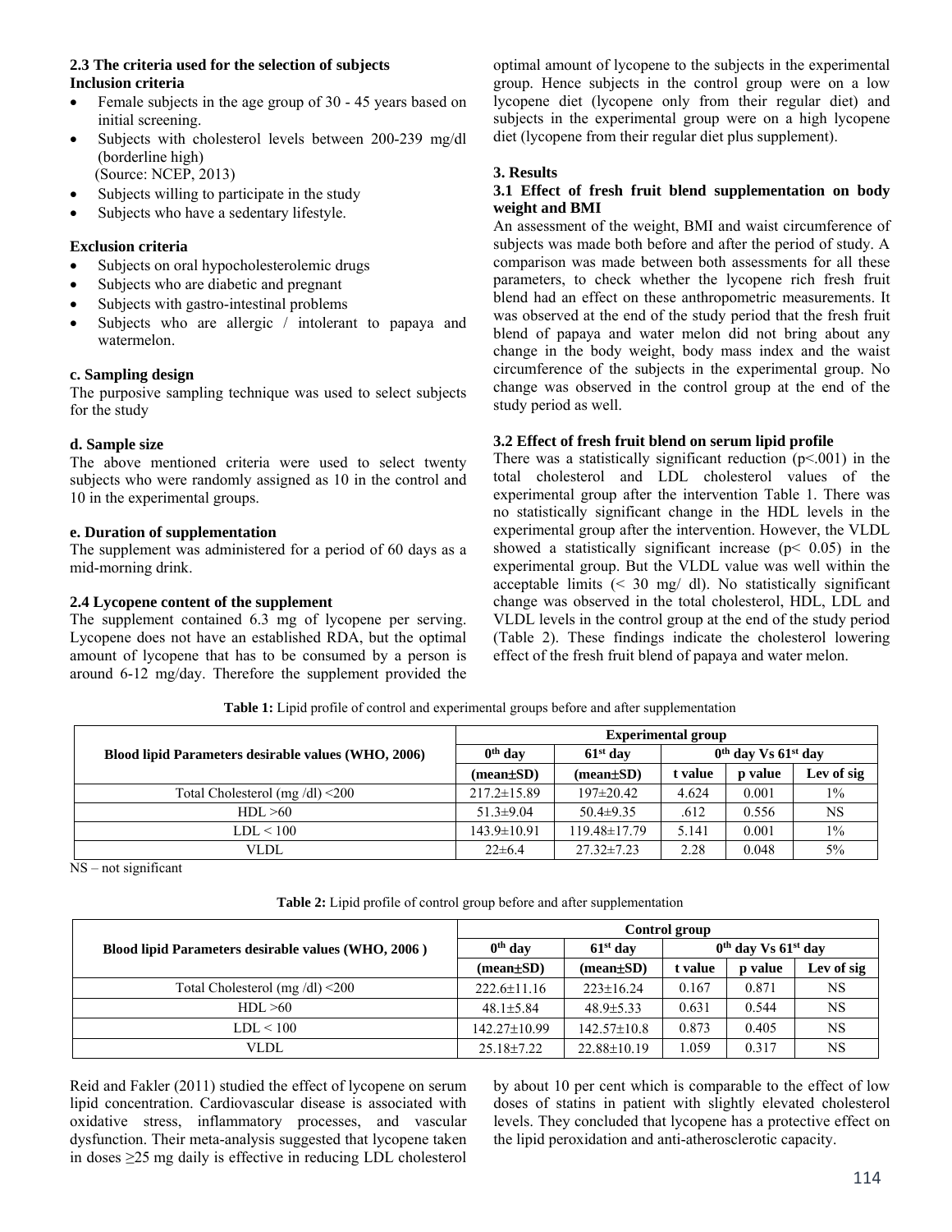### 2.3 The criteria used for the selection of subjects

**Inclusion criteria**

- Female subjects in the age group of 30 - 45 years based on initial screening.
- Subjects with cholesterol levels between 200-239 mg/dl (borderline high)
  (Source: NCEP, 2013)
- Subjects willing to participate in the study
- Subjects who have a sedentary lifestyle.

**Exclusion criteria**

- Subjects on oral hypocholesterolemic drugs
- Subjects who are diabetic and pregnant
- Subjects with gastro-intestinal problems
- Subjects who are allergic / intolerant to papaya and watermelon.

**c. Sampling design**

The purposive sampling technique was used to select subjects for the study

**d. Sample size**

The above mentioned criteria were used to select twenty subjects who were randomly assigned as 10 in the control and 10 in the experimental groups.

**e. Duration of supplementation**

The supplement was administered for a period of 60 days as a mid-morning drink.

### 2.4 Lycopene content of the supplement

The supplement contained 6.3 mg of lycopene per serving. Lycopene does not have an established RDA, but the optimal amount of lycopene that has to be consumed by a person is around 6-12 mg/day. Therefore the supplement provided the optimal amount of lycopene to the subjects in the experimental group. Hence subjects in the control group were on a low lycopene diet (lycopene only from their regular diet) and subjects in the experimental group were on a high lycopene diet (lycopene from their regular diet plus supplement).

## 3. Results

### 3.1 Effect of fresh fruit blend supplementation on body weight and BMI

An assessment of the weight, BMI and waist circumference of subjects was made both before and after the period of study. A comparison was made between both assessments for all these parameters, to check whether the lycopene rich fresh fruit blend had an effect on these anthropometric measurements. It was observed at the end of the study period that the fresh fruit blend of papaya and water melon did not bring about any change in the body weight, body mass index and the waist circumference of the subjects in the experimental group. No change was observed in the control group at the end of the study period as well.

### 3.2 Effect of fresh fruit blend on serum lipid profile

There was a statistically significant reduction ($p<.001$) in the total cholesterol and LDL cholesterol values of the experimental group after the intervention Table 1. There was no statistically significant change in the HDL levels in the experimental group after the intervention. However, the VLDL showed a statistically significant increase ($p< 0.05$) in the experimental group. But the VLDL value was well within the acceptable limits (< 30 mg/ dl). No statistically significant change was observed in the total cholesterol, HDL, LDL and VLDL levels in the control group at the end of the study period (Table 2). These findings indicate the cholesterol lowering effect of the fresh fruit blend of papaya and water melon.

**Table 1:** Lipid profile of control and experimental groups before and after supplementation

| Blood lipid Parameters desirable values (WHO, 2006) | Experimental group | | | | |
|---|---|---|---|---|---|
| | 0th day | 61st day | 0th day Vs 61st day | | |
| | (mean±SD) | (mean±SD) | t value | p value | Lev of sig |
| Total Cholesterol (mg /dl) <200 | 217.2±15.89 | 197±20.42 | 4.624 | 0.001 | 1% |
| HDL >60 | 51.3±9.04 | 50.4±9.35 | .612 | 0.556 | NS |
| LDL < 100 | 143.9±10.91 | 119.48±17.79 | 5.141 | 0.001 | 1% |
| VLDL | 22±6.4 | 27.32±7.23 | 2.28 | 0.048 | 5% |

NS – not significant

**Table 2:** Lipid profile of control group before and after supplementation

| Blood lipid Parameters desirable values (WHO, 2006 ) | Control group | | | | |
|---|---|---|---|---|---|
| | 0th day | 61st day | 0th day Vs 61st day | | |
| | (mean±SD) | (mean±SD) | t value | p value | Lev of sig |
| Total Cholesterol (mg /dl) <200 | 222.6±11.16 | 223±16.24 | 0.167 | 0.871 | NS |
| HDL >60 | 48.1±5.84 | 48.9±5.33 | 0.631 | 0.544 | NS |
| LDL < 100 | 142.27±10.99 | 142.57±10.8 | 0.873 | 0.405 | NS |
| VLDL | 25.18±7.22 | 22.88±10.19 | 1.059 | 0.317 | NS |

Reid and Fakler (2011) studied the effect of lycopene on serum lipid concentration. Cardiovascular disease is associated with oxidative stress, inflammatory processes, and vascular dysfunction. Their meta-analysis suggested that lycopene taken in doses ≥25 mg daily is effective in reducing LDL cholesterol by about 10 per cent which is comparable to the effect of low doses of statins in patient with slightly elevated cholesterol levels. They concluded that lycopene has a protective effect on the lipid peroxidation and anti-atherosclerotic capacity.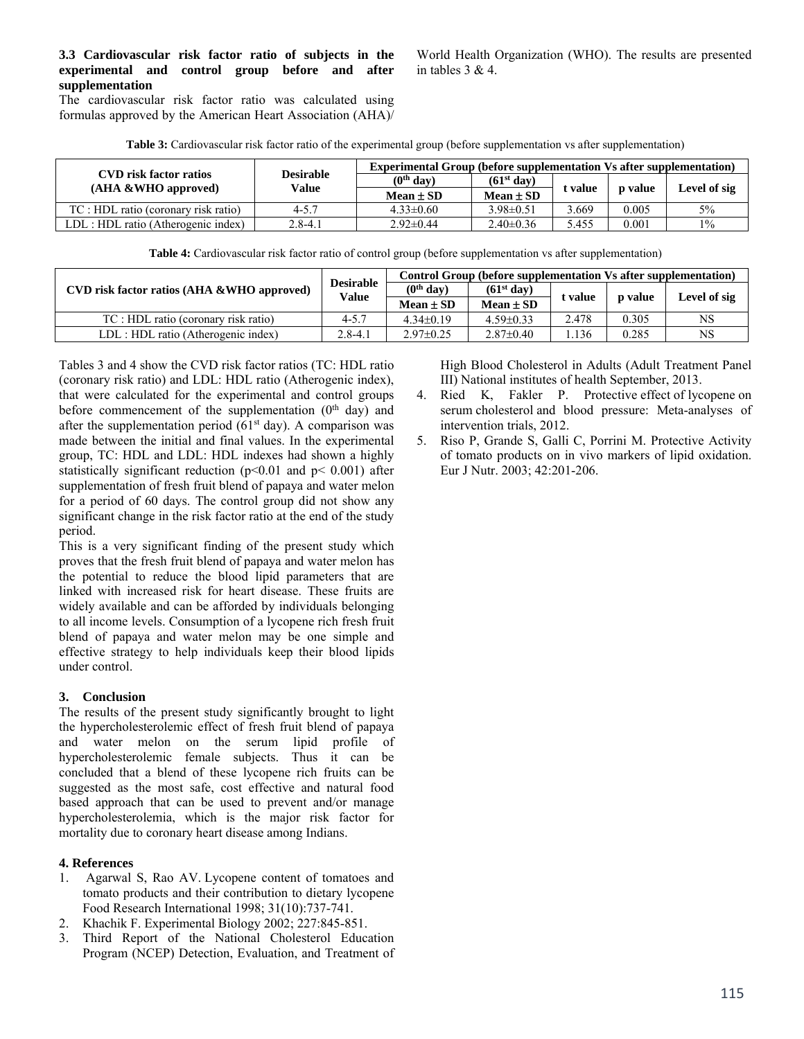### 3.3 Cardiovascular risk factor ratio of subjects in the experimental and control group before and after supplementation

The cardiovascular risk factor ratio was calculated using formulas approved by the American Heart Association (AHA)/ World Health Organization (WHO). The results are presented in tables 3 & 4.

**Table 3:** Cardiovascular risk factor ratio of the experimental group (before supplementation vs after supplementation)

| CVD risk factor ratios (AHA &WHO approved) | Desirable Value | Experimental Group (before supplementation Vs after supplementation) | | | | |
|---|---|---|---|---|---|---|
| | | ($0^{th}$ day) Mean ± SD | ($61^{st}$ day) Mean ± SD | t value | p value | Level of sig |
| TC : HDL ratio (coronary risk ratio) | 4-5.7 | 4.33±0.60 | 3.98±0.51 | 3.669 | 0.005 | 5% |
| LDL : HDL ratio (Atherogenic index) | 2.8-4.1 | 2.92±0.44 | 2.40±0.36 | 5.455 | 0.001 | 1% |

**Table 4:** Cardiovascular risk factor ratio of control group (before supplementation vs after supplementation)

| CVD risk factor ratios (AHA &WHO approved) | Desirable Value | Control Group (before supplementation Vs after supplementation) | | | | |
|---|---|---|---|---|---|---|
| | | ($0^{th}$ day) Mean ± SD | ($61^{st}$ day) Mean ± SD | t value | p value | Level of sig |
| TC : HDL ratio (coronary risk ratio) | 4-5.7 | 4.34±0.19 | 4.59±0.33 | 2.478 | 0.305 | NS |
| LDL : HDL ratio (Atherogenic index) | 2.8-4.1 | 2.97±0.25 | 2.87±0.40 | 1.136 | 0.285 | NS |

Tables 3 and 4 show the CVD risk factor ratios (TC: HDL ratio (coronary risk ratio) and LDL: HDL ratio (Atherogenic index), that were calculated for the experimental and control groups before commencement of the supplementation ($0^{th}$ day) and after the supplementation period ($61^{st}$ day). A comparison was made between the initial and final values. In the experimental group, TC: HDL and LDL: HDL indexes had shown a highly statistically significant reduction ($p<0.01$ and $p< 0.001$) after supplementation of fresh fruit blend of papaya and water melon for a period of 60 days. The control group did not show any significant change in the risk factor ratio at the end of the study period.

This is a very significant finding of the present study which proves that the fresh fruit blend of papaya and water melon has the potential to reduce the blood lipid parameters that are linked with increased risk for heart disease. These fruits are widely available and can be afforded by individuals belonging to all income levels. Consumption of a lycopene rich fresh fruit blend of papaya and water melon may be one simple and effective strategy to help individuals keep their blood lipids under control.

## 3. Conclusion

The results of the present study significantly brought to light the hypercholesterolemic effect of fresh fruit blend of papaya and water melon on the serum lipid profile of hypercholesterolemic female subjects. Thus it can be concluded that a blend of these lycopene rich fruits can be suggested as the most safe, cost effective and natural food based approach that can be used to prevent and/or manage hypercholesterolemia, which is the major risk factor for mortality due to coronary heart disease among Indians.

## 4. References

1. Agarwal S, Rao AV. Lycopene content of tomatoes and tomato products and their contribution to dietary lycopene Food Research International 1998; 31(10):737-741.
2. Khachik F. Experimental Biology 2002; 227:845-851.
3. Third Report of the National Cholesterol Education Program (NCEP) Detection, Evaluation, and Treatment of High Blood Cholesterol in Adults (Adult Treatment Panel III) National institutes of health September, 2013.
4. Ried K, Fakler P. Protective effect of lycopene on serum cholesterol and blood pressure: Meta-analyses of intervention trials, 2012.
5. Riso P, Grande S, Galli C, Porrini M. Protective Activity of tomato products on in vivo markers of lipid oxidation. Eur J Nutr. 2003; 42:201-206.